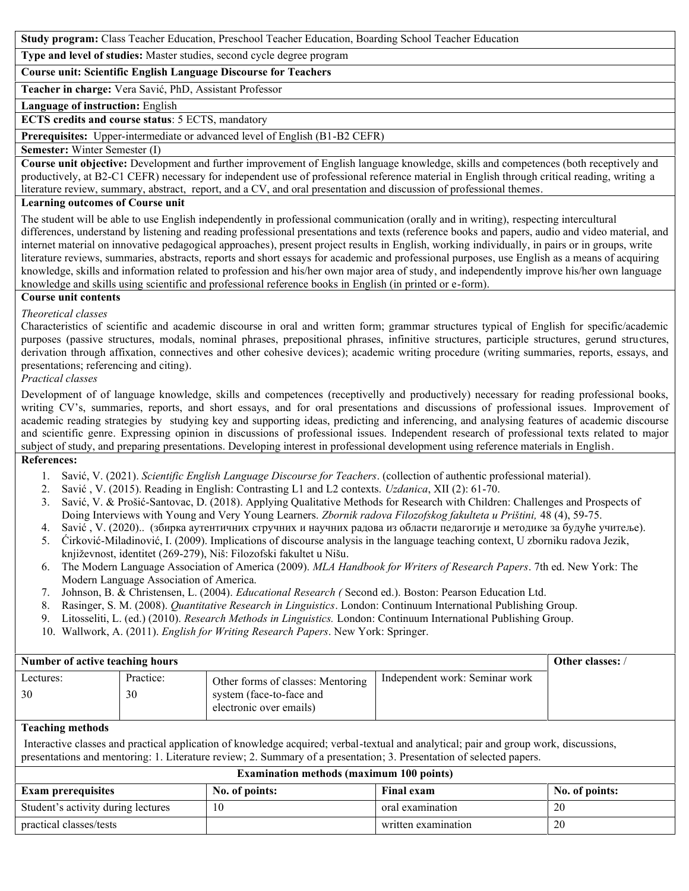**Study program:** Class Teacher Education, Preschool Teacher Education, Boarding School Teacher Education

**Type and level of studies:** Master studies, second cycle degree program

**Course unit: Scientific English Language Discourse for Teachers**

**Teacher in charge:** Vera Savić, PhD, Assistant Professor

**Language of instruction:** English

**ECTS credits and course status**: 5 ECTS, mandatory

**Prerequisites:** Upper-intermediate or advanced level of English (B1-B2 CEFR)

**Semester:** Winter Semester (I)

**Course unit objective:** Development and further improvement of English language knowledge, skills and competences (both receptively and productively, at B2-C1 CEFR) necessary for independent use of professional reference material in English through critical reading, writing a literature review, summary, abstract, report, and a CV, and oral presentation and discussion of professional themes.

**Learning outcomes of Course unit**

The student will be able to use English independently in professional communication (orally and in writing), respecting intercultural differences, understand by listening and reading professional presentations and texts (reference books and papers, audio and video material, and internet material on innovative pedagogical approaches), present project results in English, working individually, in pairs or in groups, write literature reviews, summaries, abstracts, reports and short essays for academic and professional purposes, use English as a means of acquiring knowledge, skills and information related to profession and his/her own major area of study, and independently improve his/her own language knowledge and skills using scientific and professional reference books in English (in printed or e-form).

**Course unit contents**

*Theoretical classes*

Characteristics of scientific and academic discourse in oral and written form; grammar structures typical of English for specific/academic purposes (passive structures, modals, nominal phrases, prepositional phrases, infinitive structures, participle structures, gerund structures, derivation through affixation, connectives and other cohesive devices); academic writing procedure (writing summaries, reports, essays, and presentations; referencing and citing).

*Practical classes*

Development of of language knowledge, skills and competences (receptivelly and productively) necessary for reading professional books, writing CV's, summaries, reports, and short essays, and for oral presentations and discussions of professional issues. Improvement of academic reading strategies by studying key and supporting ideas, predicting and inferencing, and analysing features of academic discourse and scientific genre. Expressing opinion in discussions of professional issues. Independent research of professional texts related to major subject of study, and preparing presentations. Developing interest in professional development using reference materials in English.

**References:**

1. Savić, V. (2021). *Scientific English Language Discourse for Teachers*. (collection of authentic professional material).
2. Savić , V. (2015). Reading in English: Contrasting L1 and L2 contexts. *Uzdanica*, XII (2): 61-70.
3. Savić, V. & Prošić-Santovac, D. (2018). Applying Qualitative Methods for Research with Children: Challenges and Prospects of Doing Interviews with Young and Very Young Learners. *Zbornik radova Filozofskog fakulteta u Prištini,* 48 (4), 59-75.
4. Savić , V. (2020).. (збирка аутентичних стручних и научних радова из области педагогије и методике за будуће учитеље).
5. Ćirković-Miladinović, I. (2009). Implications of discourse analysis in the language teaching context, U zborniku radova Jezik, književnost, identitet (269-279), Niš: Filozofski fakultet u Nišu.
6. The Modern Language Association of America (2009). *MLA Handbook for Writers of Research Papers*. 7th ed. New York: The Modern Language Association of America.
7. Johnson, B. & Christensen, L. (2004). *Educational Research (* Second ed.). Boston: Pearson Education Ltd.
8. Rasinger, S. M. (2008). *Quantitative Research in Linguistics*. London: Continuum International Publishing Group.
9. Litosseliti, L. (ed.) (2010). *Research Methods in Linguistics.* London: Continuum International Publishing Group.
10. Wallwork, A. (2011). *English for Writing Research Papers*. New York: Springer.

| **Number of active teaching hours** | | | | **Other classes:** / |
|---|---|---|---|---|
| Lectures: 30 | Practice: 30 | Other forms of classes: Mentoring system (face-to-face and electronic over emails) | Independent work: Seminar work | |

**Teaching methods**

Interactive classes and practical application of knowledge acquired; verbal-textual and analytical; pair and group work, discussions, presentations and mentoring: 1. Literature review; 2. Summary of a presentation; 3. Presentation of selected papers.

| **Examination methods (maximum 100 points)** | | | |
|---|---|---|---|
| **Exam prerequisites** | **No. of points:** | **Final exam** | **No. of points:** |
| Student's activity during lectures | 10 | oral examination | 20 |
| practical classes/tests | | written examination | 20 |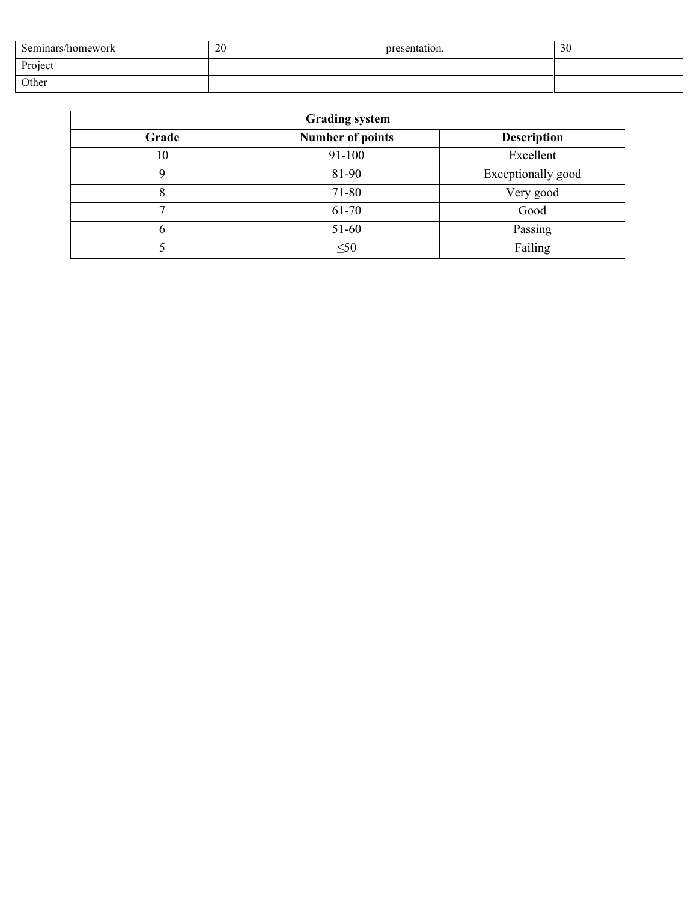| | | | |
|---|---|---|---|
| Seminars/homework | 20 | presentation. | 30 |
| Project | | | |
| Other | | | |

| Grading system | | |
|---|---|---|
| **Grade** | **Number of points** | **Description** |
| 10 | 91-100 | Excellent |
| 9 | 81-90 | Exceptionally good |
| 8 | 71-80 | Very good |
| 7 | 61-70 | Good |
| 6 | 51-60 | Passing |
| 5 | ≤50 | Failing |